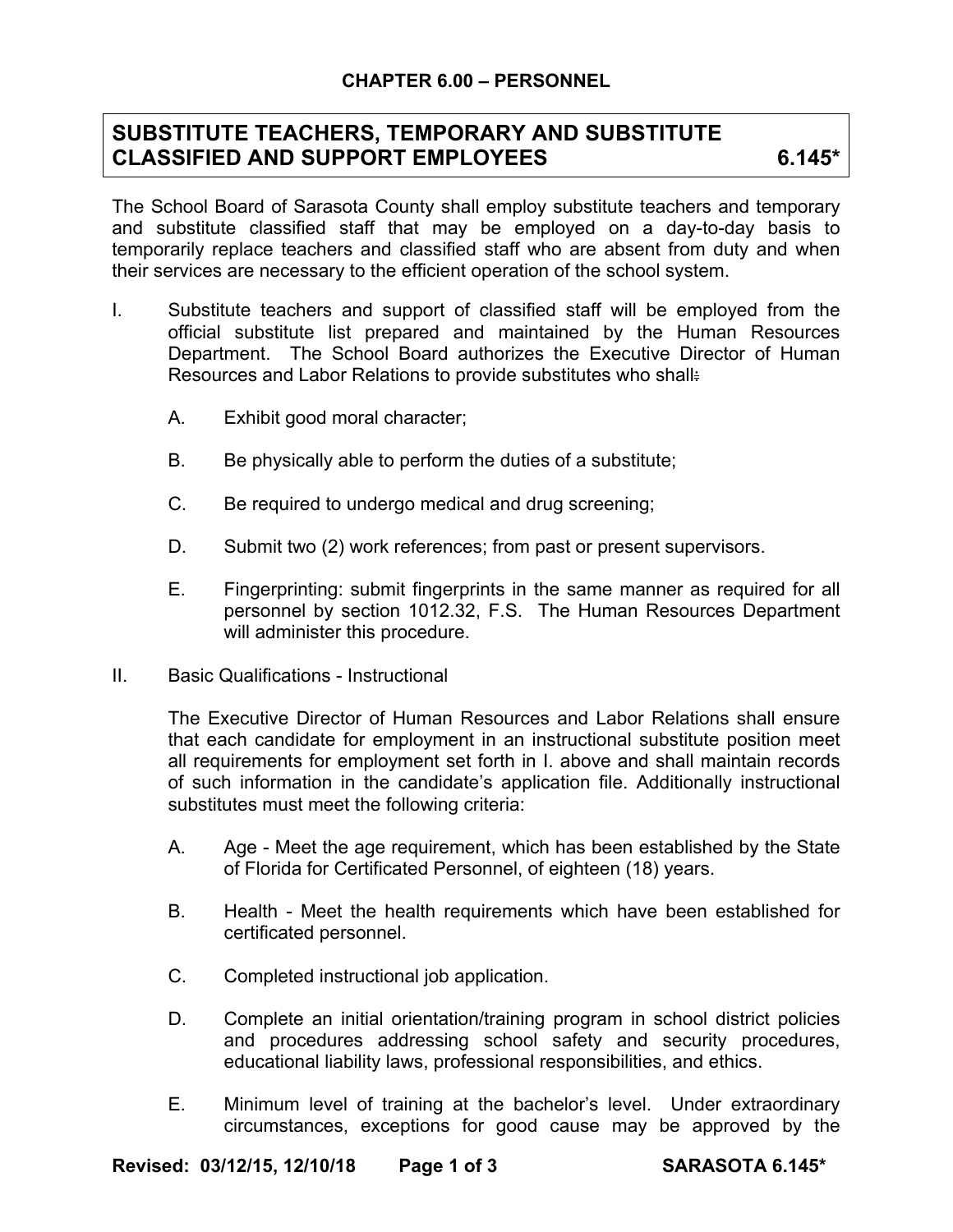## CHAPTER 6.00 – PERSONNEL

# SUBSTITUTE TEACHERS, TEMPORARY AND SUBSTITUTE CLASSIFIED AND SUPPORT EMPLOYEES 6.145*

The School Board of Sarasota County shall employ substitute teachers and temporary and substitute classified staff that may be employed on a day-to-day basis to temporarily replace teachers and classified staff who are absent from duty and when their services are necessary to the efficient operation of the school system.

I. Substitute teachers and support of classified staff will be employed from the official substitute list prepared and maintained by the Human Resources Department. The School Board authorizes the Executive Director of Human Resources and Labor Relations to provide substitutes who shall:

   A. Exhibit good moral character;

   B. Be physically able to perform the duties of a substitute;

   C. Be required to undergo medical and drug screening;

   D. Submit two (2) work references; from past or present supervisors.

   E. Fingerprinting: submit fingerprints in the same manner as required for all personnel by section 1012.32, F.S. The Human Resources Department will administer this procedure.

II. Basic Qualifications - Instructional

   The Executive Director of Human Resources and Labor Relations shall ensure that each candidate for employment in an instructional substitute position meet all requirements for employment set forth in I. above and shall maintain records of such information in the candidate's application file. Additionally instructional substitutes must meet the following criteria:

   A. Age - Meet the age requirement, which has been established by the State of Florida for Certificated Personnel, of eighteen (18) years.

   B. Health - Meet the health requirements which have been established for certificated personnel.

   C. Completed instructional job application.

   D. Complete an initial orientation/training program in school district policies and procedures addressing school safety and security procedures, educational liability laws, professional responsibilities, and ethics.

   E. Minimum level of training at the bachelor's level. Under extraordinary circumstances, exceptions for good cause may be approved by the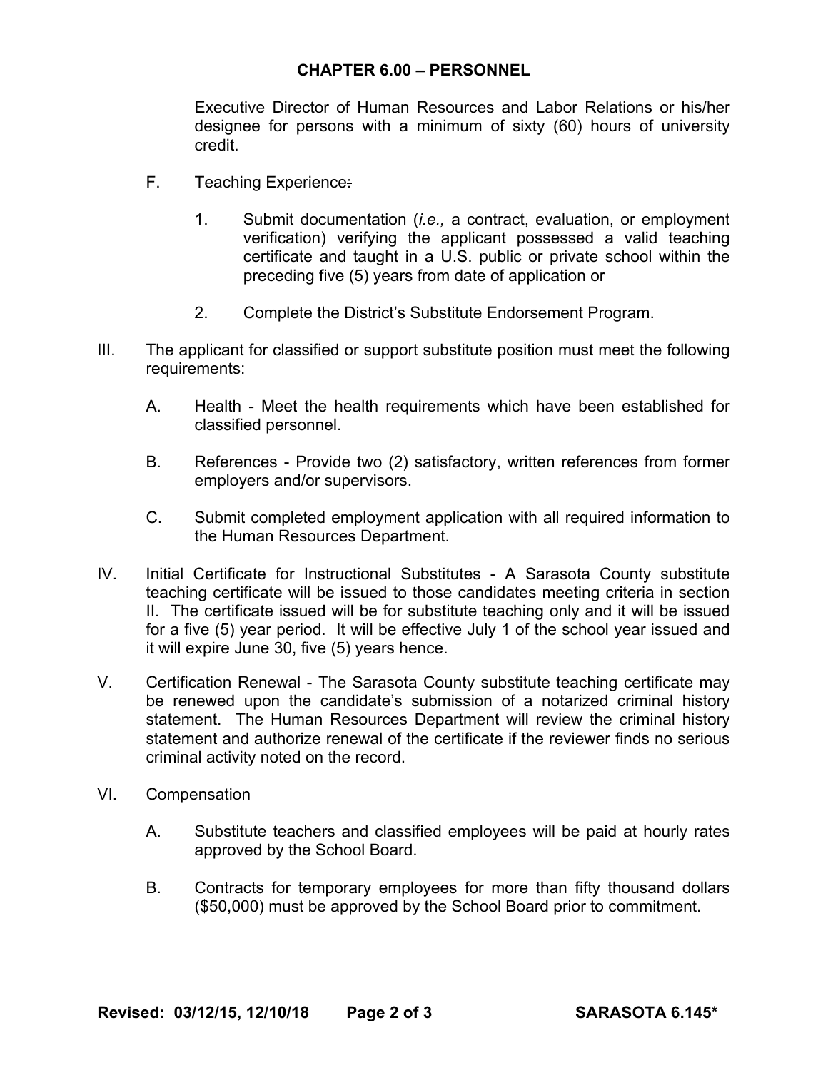Executive Director of Human Resources and Labor Relations or his/her designee for persons with a minimum of sixty (60) hours of university credit.

F. Teaching Experience:

1. Submit documentation (*i.e.,* a contract, evaluation, or employment verification) verifying the applicant possessed a valid teaching certificate and taught in a U.S. public or private school within the preceding five (5) years from date of application or

2. Complete the District's Substitute Endorsement Program.

III. The applicant for classified or support substitute position must meet the following requirements:

A. Health - Meet the health requirements which have been established for classified personnel.

B. References - Provide two (2) satisfactory, written references from former employers and/or supervisors.

C. Submit completed employment application with all required information to the Human Resources Department.

IV. Initial Certificate for Instructional Substitutes - A Sarasota County substitute teaching certificate will be issued to those candidates meeting criteria in section II. The certificate issued will be for substitute teaching only and it will be issued for a five (5) year period. It will be effective July 1 of the school year issued and it will expire June 30, five (5) years hence.

V. Certification Renewal - The Sarasota County substitute teaching certificate may be renewed upon the candidate's submission of a notarized criminal history statement. The Human Resources Department will review the criminal history statement and authorize renewal of the certificate if the reviewer finds no serious criminal activity noted on the record.

VI. Compensation

A. Substitute teachers and classified employees will be paid at hourly rates approved by the School Board.

B. Contracts for temporary employees for more than fifty thousand dollars ($50,000) must be approved by the School Board prior to commitment.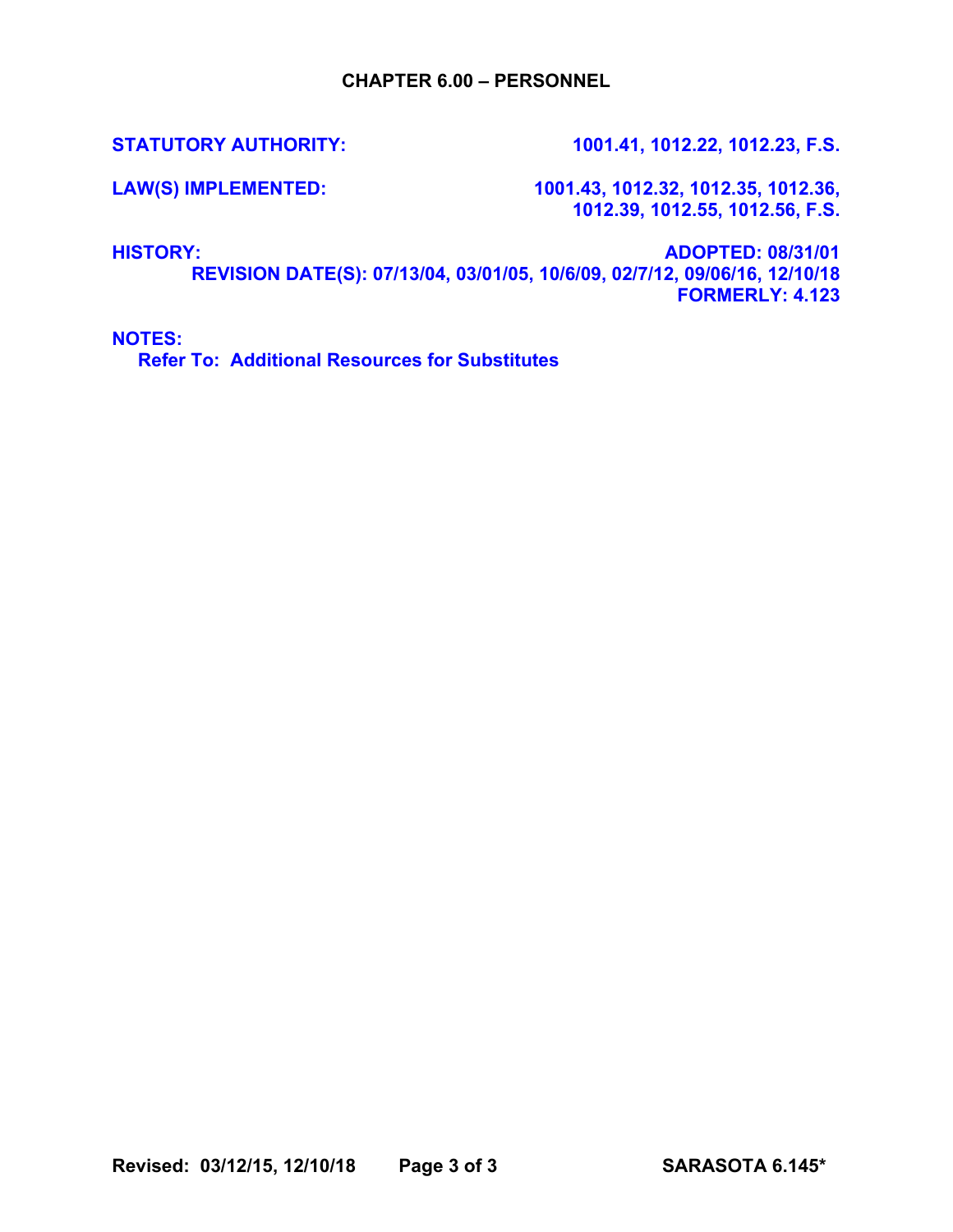**STATUTORY AUTHORITY:** 1001.41, 1012.22, 1012.23, F.S.

**LAW(S) IMPLEMENTED:** 1001.43, 1012.32, 1012.35, 1012.36, 1012.39, 1012.55, 1012.56, F.S.

**HISTORY:** ADOPTED: 08/31/01
REVISION DATE(S): 07/13/04, 03/01/05, 10/6/09, 02/7/12, 09/06/16, 12/10/18
FORMERLY: 4.123

**NOTES:**
Refer To: Additional Resources for Substitutes